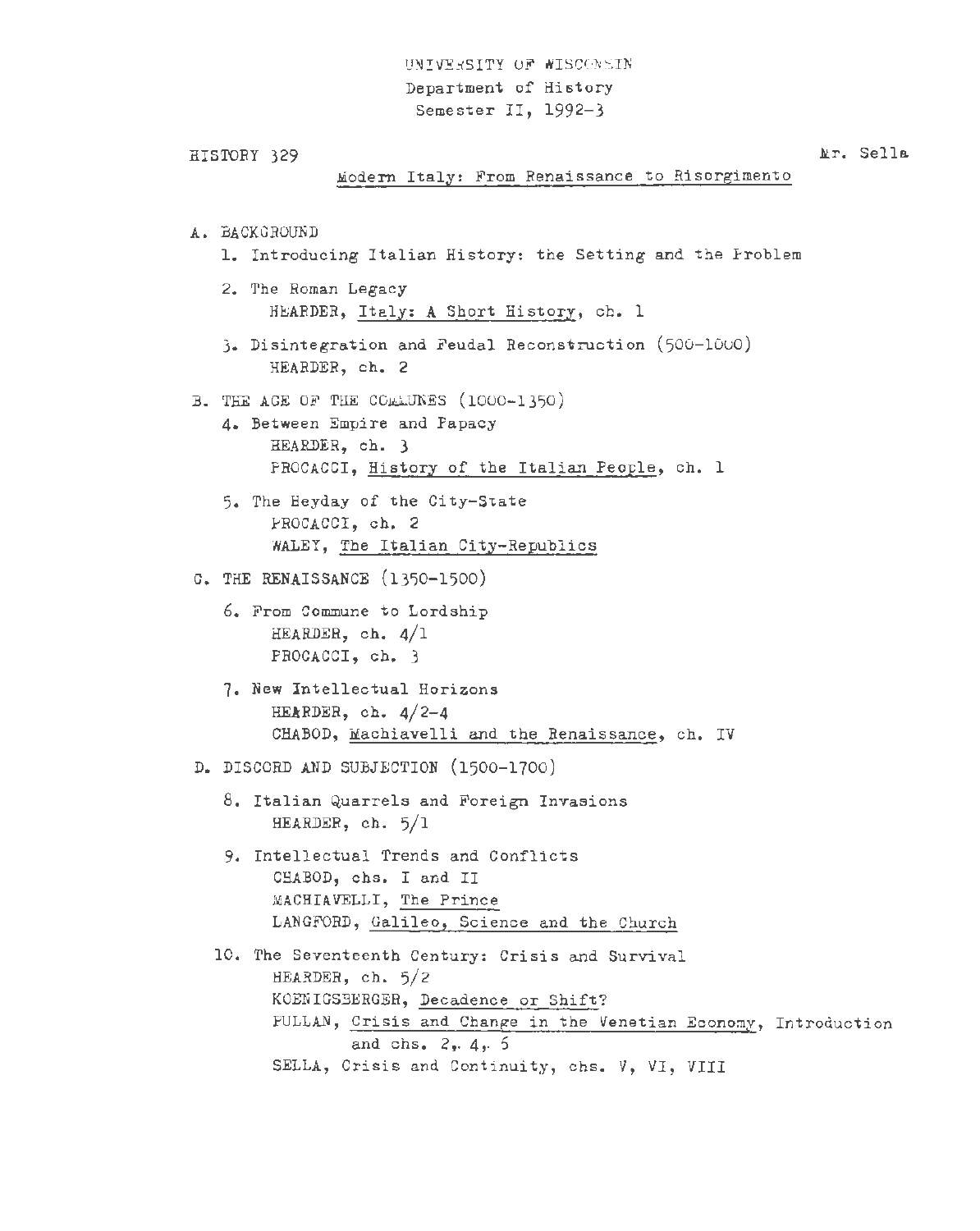UNIVERSITY OF WISCONSIN
Department of History
Semester II, 1992-3

HISTORY 329 — Mr. Sella

<u>Modern Italy: From Renaissance to Risorgimento</u>

A. BACKGROUND

1. Introducing Italian History: the Setting and the Problem

2. The Roman Legacy
   HEARDER, <u>Italy: A Short History</u>, ch. 1

3. Disintegration and Feudal Reconstruction (500-1000)
   HEARDER, ch. 2

B. THE AGE OF THE COMMUNES (1000-1350)

4. Between Empire and Papacy
   HEARDER, ch. 3
   PROCACCI, <u>History of the Italian People</u>, ch. 1

5. The Heyday of the City-State
   PROCACCI, ch. 2
   WALEY, <u>The Italian City-Republics</u>

C. THE RENAISSANCE (1350-1500)

6. From Commune to Lordship
   HEARDER, ch. 4/1
   PROCACCI, ch. 3

7. New Intellectual Horizons
   HEARDER, ch. 4/2-4
   CHABOD, <u>Machiavelli and the Renaissance</u>, ch. IV

D. DISCORD AND SUBJECTION (1500-1700)

8. Italian Quarrels and Foreign Invasions
   HEARDER, ch. 5/1

9. Intellectual Trends and Conflicts
   CHABOD, chs. I and II
   MACHIAVELLI, <u>The Prince</u>
   LANGFORD, <u>Galileo, Science and the Church</u>

10. The Seventeenth Century: Crisis and Survival
    HEARDER, ch. 5/2
    KOENIGSBERGER, <u>Decadence or Shift?</u>
    PULLAN, <u>Crisis and Change in the Venetian Economy</u>, Introduction and chs. 2, 4, 5
    SELLA, Crisis and Continuity, chs. V, VI, VIII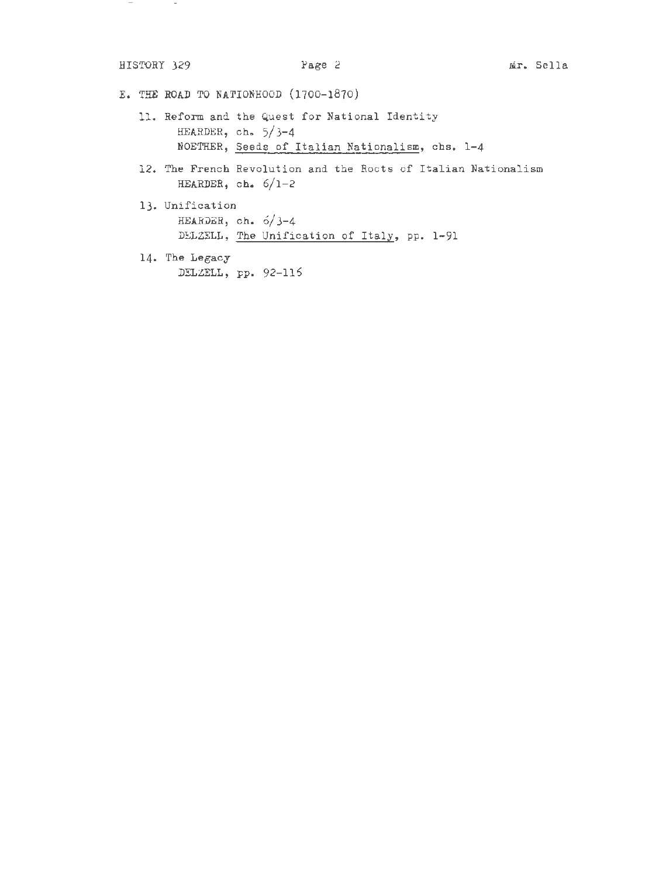## E. THE ROAD TO NATIONHOOD (1700-1870)

11. Reform and the Quest for National Identity
    HEARDER, ch. 5/3-4
    NOETHER, Seeds of Italian Nationalism, chs. 1-4

12. The French Revolution and the Roots of Italian Nationalism
    HEARDER, ch. 6/1-2

13. Unification
    HEARDER, ch. 6/3-4
    DELZELL, The Unification of Italy, pp. 1-91

14. The Legacy
    DELZELL, pp. 92-116